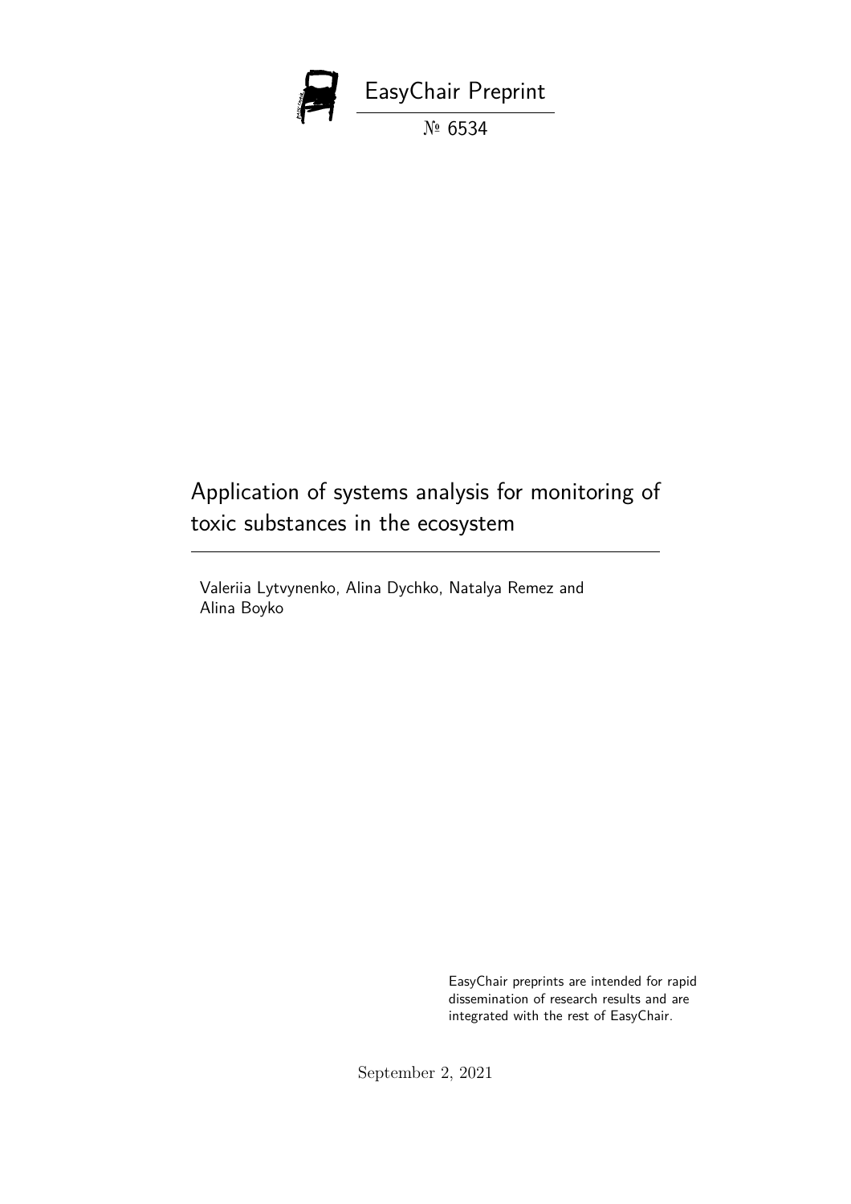EasyChair Preprint

№ 6534

# Application of systems analysis for monitoring of toxic substances in the ecosystem

Valeriia Lytvynenko, Alina Dychko, Natalya Remez and Alina Boyko

EasyChair preprints are intended for rapid dissemination of research results and are integrated with the rest of EasyChair.

September 2, 2021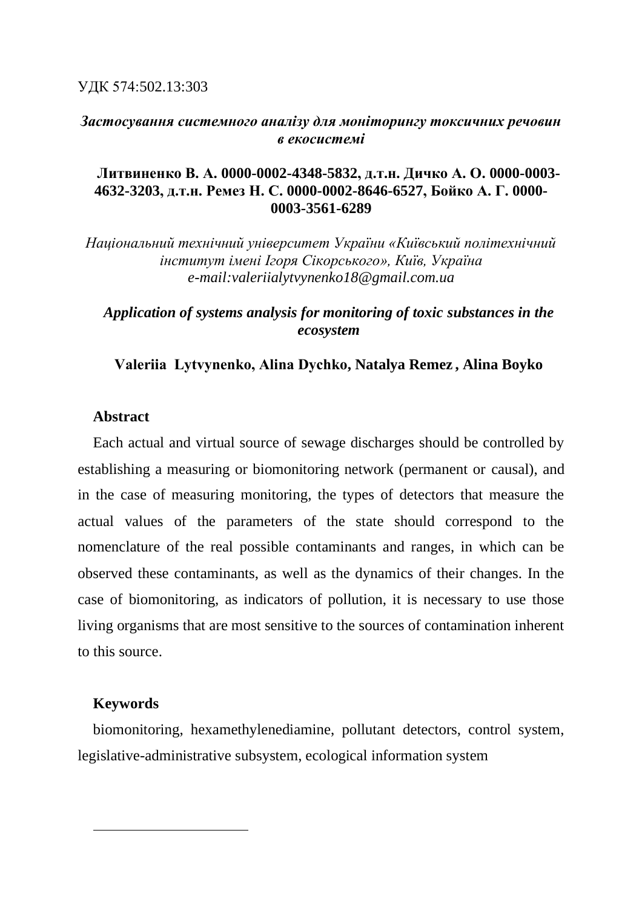УДК 574:502.13:303

***Застосування системного аналізу для моніторингу токсичних речовин в екосистемі***

**Литвиненко В. А. 0000-0002-4348-5832, д.т.н. Дичко А. О. 0000-0003-4632-3203, д.т.н. Ремез Н. С. 0000-0002-8646-6527, Бойко А. Г. 0000-0003-3561-6289**

*Національний технічний університет України «Київський політехнічний інститут імені Ігоря Сікорського», Київ, Україна*
*e-mail:valeriialytvynenko18@gmail.com.ua*

***Application of systems analysis for monitoring of toxic substances in the ecosystem***

**Valeriia Lytvynenko, Alina Dychko, Natalya Remez , Alina Boyko**

**Abstract**

Each actual and virtual source of sewage discharges should be controlled by establishing a measuring or biomonitoring network (permanent or causal), and in the case of measuring monitoring, the types of detectors that measure the actual values of the parameters of the state should correspond to the nomenclature of the real possible contaminants and ranges, in which can be observed these contaminants, as well as the dynamics of their changes. In the case of biomonitoring, as indicators of pollution, it is necessary to use those living organisms that are most sensitive to the sources of contamination inherent to this source.

**Keywords**

biomonitoring, hexamethylenediamine, pollutant detectors, control system, legislative-administrative subsystem, ecological information system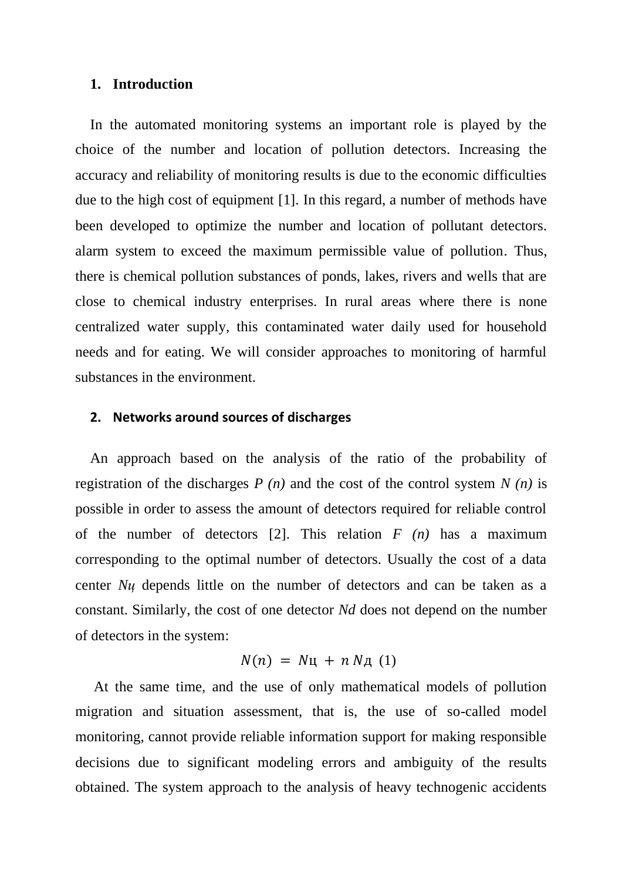## 1. Introduction

In the automated monitoring systems an important role is played by the choice of the number and location of pollution detectors. Increasing the accuracy and reliability of monitoring results is due to the economic difficulties due to the high cost of equipment [1]. In this regard, a number of methods have been developed to optimize the number and location of pollutant detectors. alarm system to exceed the maximum permissible value of pollution. Thus, there is chemical pollution substances of ponds, lakes, rivers and wells that are close to chemical industry enterprises. In rural areas where there is none centralized water supply, this contaminated water daily used for household needs and for eating. We will consider approaches to monitoring of harmful substances in the environment.

## 2. Networks around sources of discharges

An approach based on the analysis of the ratio of the probability of registration of the discharges *P (n)* and the cost of the control system *N (n)* is possible in order to assess the amount of detectors required for reliable control of the number of detectors [2]. This relation *F (n)* has a maximum corresponding to the optimal number of detectors. Usually the cost of a data center *Nц* depends little on the number of detectors and can be taken as a constant. Similarly, the cost of one detector *Nd* does not depend on the number of detectors in the system:

$$N(n) = N\text{ц} + n\,N\text{д} \quad (1)$$

At the same time, and the use of only mathematical models of pollution migration and situation assessment, that is, the use of so-called model monitoring, cannot provide reliable information support for making responsible decisions due to significant modeling errors and ambiguity of the results obtained. The system approach to the analysis of heavy technogenic accidents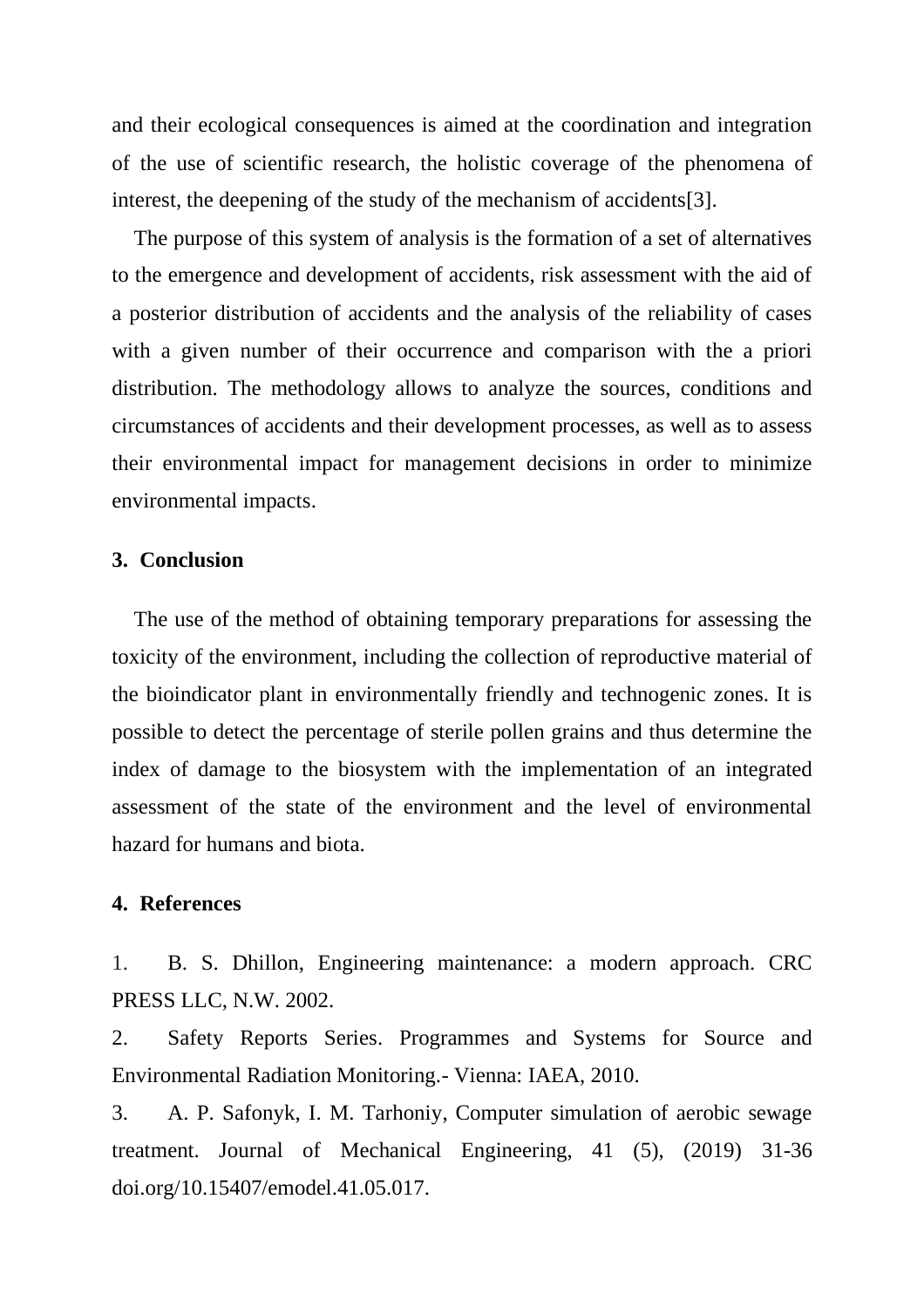and their ecological consequences is aimed at the coordination and integration of the use of scientific research, the holistic coverage of the phenomena of interest, the deepening of the study of the mechanism of accidents[3].

The purpose of this system of analysis is the formation of a set of alternatives to the emergence and development of accidents, risk assessment with the aid of a posterior distribution of accidents and the analysis of the reliability of cases with a given number of their occurrence and comparison with the a priori distribution. The methodology allows to analyze the sources, conditions and circumstances of accidents and their development processes, as well as to assess their environmental impact for management decisions in order to minimize environmental impacts.

## 3. Conclusion

The use of the method of obtaining temporary preparations for assessing the toxicity of the environment, including the collection of reproductive material of the bioindicator plant in environmentally friendly and technogenic zones. It is possible to detect the percentage of sterile pollen grains and thus determine the index of damage to the biosystem with the implementation of an integrated assessment of the state of the environment and the level of environmental hazard for humans and biota.

## 4. References

1. B. S. Dhillon, Engineering maintenance: a modern approach. CRC PRESS LLC, N.W. 2002.
2. Safety Reports Series. Programmes and Systems for Source and Environmental Radiation Monitoring.- Vienna: IAEA, 2010.
3. A. P. Safonyk, I. M. Tarhoniy, Computer simulation of aerobic sewage treatment. Journal of Mechanical Engineering, 41 (5), (2019) 31-36 doi.org/10.15407/emodel.41.05.017.